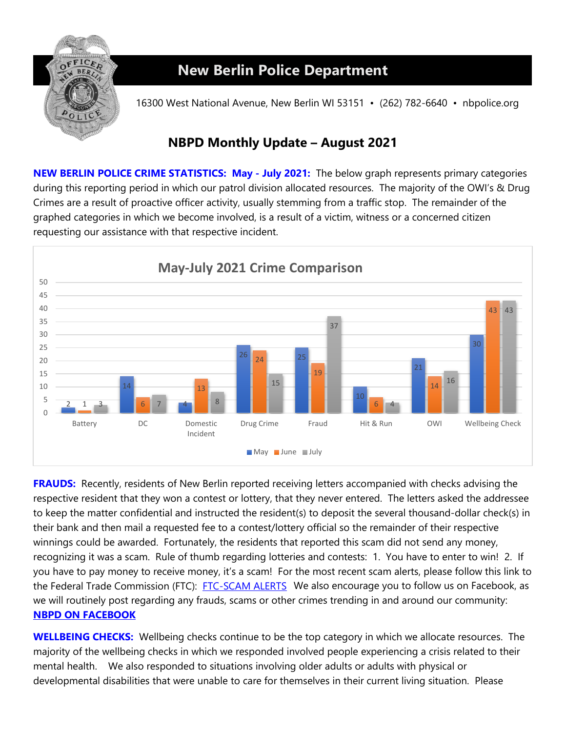# New Berlin Police Department

16300 West National Avenue, New Berlin WI 53151 • (262) 782-6640 • nbpolice.org

## NBPD Monthly Update – August 2021

**NEW BERLIN POLICE CRIME STATISTICS: May - July 2021:** The below graph represents primary categories during this reporting period in which our patrol division allocated resources. The majority of the OWI's & Drug Crimes are a result of proactive officer activity, usually stemming from a traffic stop. The remainder of the graphed categories in which we become involved, is a result of a victim, witness or a concerned citizen requesting our assistance with that respective incident.

**May-July 2021 Crime Comparison**

| Category | May | June | July |
|---|---|---|---|
| Battery | 2 | 1 | 3 |
| DC | 14 | 6 | 7 |
| Domestic Incident | 4 | 13 | 8 |
| Drug Crime | 26 | 24 | 15 |
| Fraud | 25 | 19 | 37 |
| Hit & Run | 10 | 6 | 4 |
| OWI | 21 | 14 | 16 |
| Wellbeing Check | 30 | 43 | 43 |

**FRAUDS:** Recently, residents of New Berlin reported receiving letters accompanied with checks advising the respective resident that they won a contest or lottery, that they never entered. The letters asked the addressee to keep the matter confidential and instructed the resident(s) to deposit the several thousand-dollar check(s) in their bank and then mail a requested fee to a contest/lottery official so the remainder of their respective winnings could be awarded. Fortunately, the residents that reported this scam did not send any money, recognizing it was a scam. Rule of thumb regarding lotteries and contests: 1. You have to enter to win! 2. If you have to pay money to receive money, it's a scam! For the most recent scam alerts, please follow this link to the Federal Trade Commission (FTC): FTC-SCAM ALERTS We also encourage you to follow us on Facebook, as we will routinely post regarding any frauds, scams or other crimes trending in and around our community: **NBPD ON FACEBOOK**

**WELLBEING CHECKS:** Wellbeing checks continue to be the top category in which we allocate resources. The majority of the wellbeing checks in which we responded involved people experiencing a crisis related to their mental health. We also responded to situations involving older adults or adults with physical or developmental disabilities that were unable to care for themselves in their current living situation. Please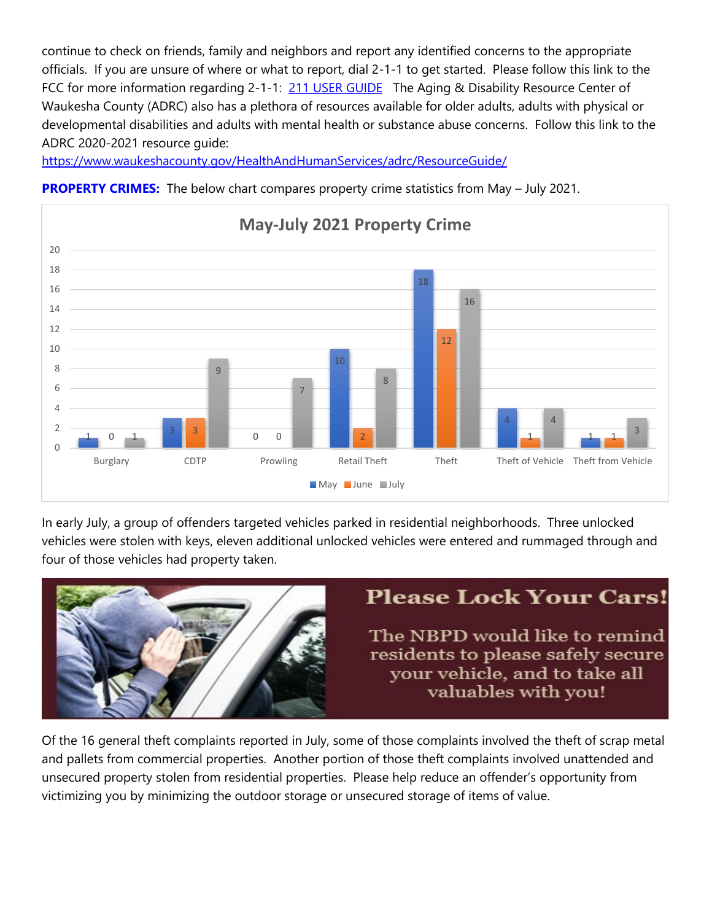continue to check on friends, family and neighbors and report any identified concerns to the appropriate officials. If you are unsure of where or what to report, dial 2-1-1 to get started. Please follow this link to the FCC for more information regarding 2-1-1: [211 USER GUIDE](211 USER GUIDE) The Aging & Disability Resource Center of Waukesha County (ADRC) also has a plethora of resources available for older adults, adults with physical or developmental disabilities and adults with mental health or substance abuse concerns. Follow this link to the ADRC 2020-2021 resource guide:
https://www.waukeshacounty.gov/HealthAndHumanServices/adrc/ResourceGuide/

**PROPERTY CRIMES:** The below chart compares property crime statistics from May – July 2021.

**May-July 2021 Property Crime**

| | May | June | July |
|---|---|---|---|
| Burglary | 1 | 0 | 1 |
| CDTP | 3 | 3 | 9 |
| Prowling | 0 | 0 | 7 |
| Retail Theft | 10 | 2 | 8 |
| Theft | 18 | 12 | 16 |
| Theft of Vehicle | 4 | 1 | 4 |
| Theft from Vehicle | 1 | 1 | 3 |

In early July, a group of offenders targeted vehicles parked in residential neighborhoods. Three unlocked vehicles were stolen with keys, eleven additional unlocked vehicles were entered and rummaged through and four of those vehicles had property taken.

**Please Lock Your Cars!**

The NBPD would like to remind residents to please safely secure your vehicle, and to take all valuables with you!

Of the 16 general theft complaints reported in July, some of those complaints involved the theft of scrap metal and pallets from commercial properties. Another portion of those theft complaints involved unattended and unsecured property stolen from residential properties. Please help reduce an offender's opportunity from victimizing you by minimizing the outdoor storage or unsecured storage of items of value.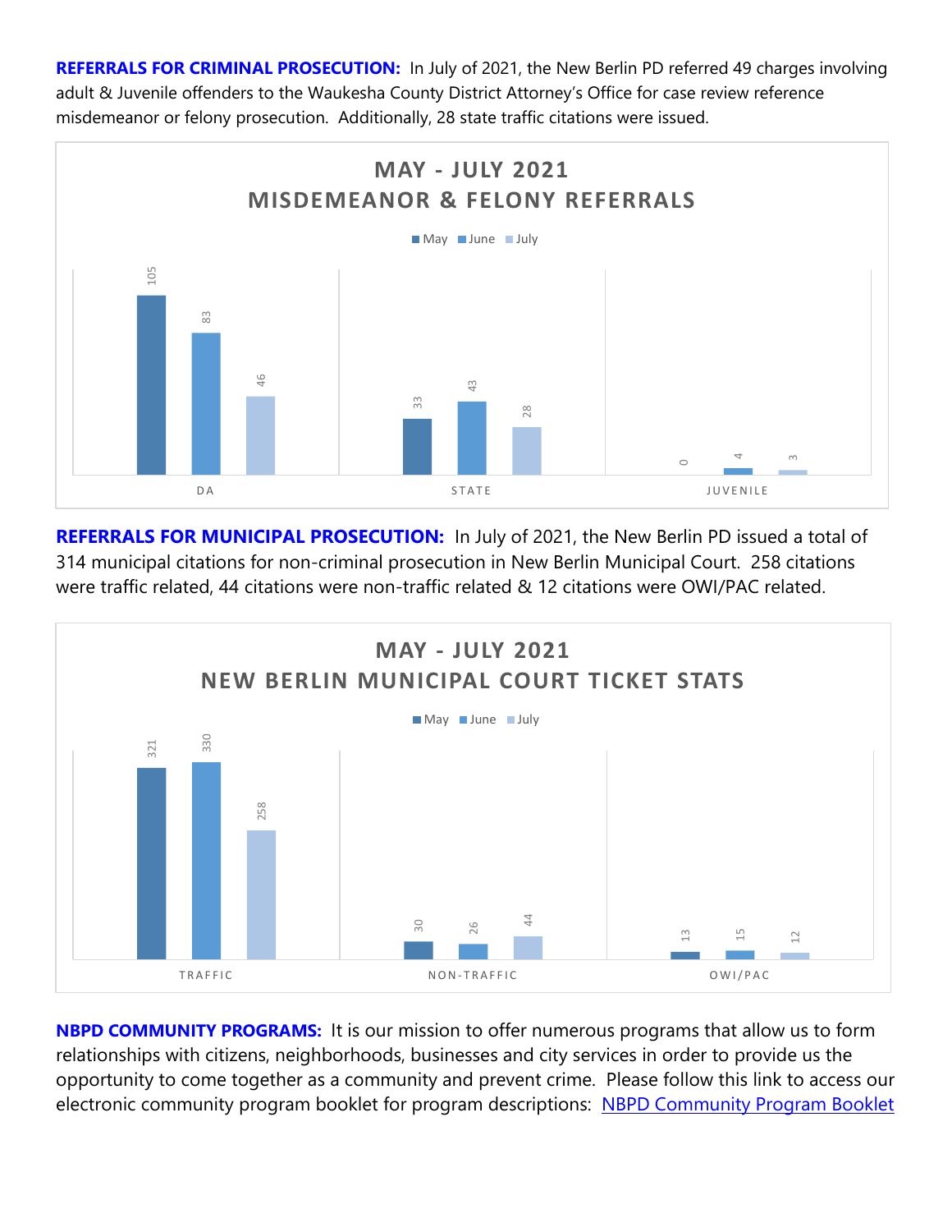**REFERRALS FOR CRIMINAL PROSECUTION:** In July of 2021, the New Berlin PD referred 49 charges involving adult & Juvenile offenders to the Waukesha County District Attorney's Office for case review reference misdemeanor or felony prosecution. Additionally, 28 state traffic citations were issued.

**MAY - JULY 2021**
**MISDEMEANOR & FELONY REFERRALS**

| | May | June | July |
|---|---|---|---|
| DA | 105 | 83 | 46 |
| STATE | 33 | 43 | 28 |
| JUVENILE | 0 | 4 | 3 |

**REFERRALS FOR MUNICIPAL PROSECUTION:** In July of 2021, the New Berlin PD issued a total of 314 municipal citations for non-criminal prosecution in New Berlin Municipal Court. 258 citations were traffic related, 44 citations were non-traffic related & 12 citations were OWI/PAC related.

**MAY - JULY 2021**
**NEW BERLIN MUNICIPAL COURT TICKET STATS**

| | May | June | July |
|---|---|---|---|
| TRAFFIC | 321 | 330 | 258 |
| NON-TRAFFIC | 30 | 26 | 44 |
| OWI/PAC | 13 | 15 | 12 |

**NBPD COMMUNITY PROGRAMS:** It is our mission to offer numerous programs that allow us to form relationships with citizens, neighborhoods, businesses and city services in order to provide us the opportunity to come together as a community and prevent crime. Please follow this link to access our electronic community program booklet for program descriptions: NBPD Community Program Booklet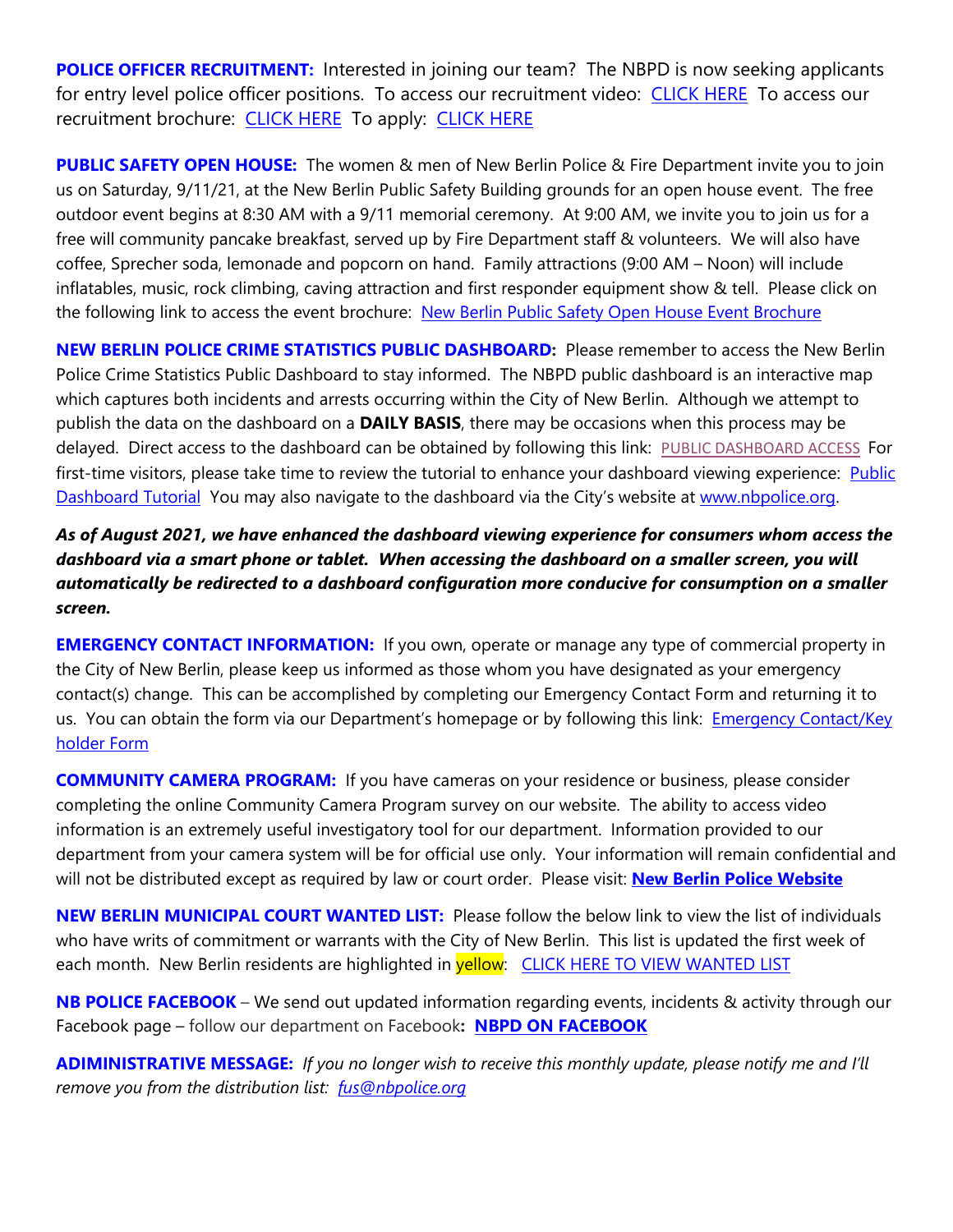**POLICE OFFICER RECRUITMENT:** Interested in joining our team? The NBPD is now seeking applicants for entry level police officer positions. To access our recruitment video: CLICK HERE To access our recruitment brochure: CLICK HERE To apply: CLICK HERE

**PUBLIC SAFETY OPEN HOUSE:** The women & men of New Berlin Police & Fire Department invite you to join us on Saturday, 9/11/21, at the New Berlin Public Safety Building grounds for an open house event. The free outdoor event begins at 8:30 AM with a 9/11 memorial ceremony. At 9:00 AM, we invite you to join us for a free will community pancake breakfast, served up by Fire Department staff & volunteers. We will also have coffee, Sprecher soda, lemonade and popcorn on hand. Family attractions (9:00 AM – Noon) will include inflatables, music, rock climbing, caving attraction and first responder equipment show & tell. Please click on the following link to access the event brochure: New Berlin Public Safety Open House Event Brochure

**NEW BERLIN POLICE CRIME STATISTICS PUBLIC DASHBOARD:** Please remember to access the New Berlin Police Crime Statistics Public Dashboard to stay informed. The NBPD public dashboard is an interactive map which captures both incidents and arrests occurring within the City of New Berlin. Although we attempt to publish the data on the dashboard on a **DAILY BASIS**, there may be occasions when this process may be delayed. Direct access to the dashboard can be obtained by following this link: PUBLIC DASHBOARD ACCESS For first-time visitors, please take time to review the tutorial to enhance your dashboard viewing experience: Public Dashboard Tutorial You may also navigate to the dashboard via the City's website at www.nbpolice.org.

***As of August 2021, we have enhanced the dashboard viewing experience for consumers whom access the dashboard via a smart phone or tablet. When accessing the dashboard on a smaller screen, you will automatically be redirected to a dashboard configuration more conducive for consumption on a smaller screen.***

**EMERGENCY CONTACT INFORMATION:** If you own, operate or manage any type of commercial property in the City of New Berlin, please keep us informed as those whom you have designated as your emergency contact(s) change. This can be accomplished by completing our Emergency Contact Form and returning it to us. You can obtain the form via our Department's homepage or by following this link: Emergency Contact/Key holder Form

**COMMUNITY CAMERA PROGRAM:** If you have cameras on your residence or business, please consider completing the online Community Camera Program survey on our website. The ability to access video information is an extremely useful investigatory tool for our department. Information provided to our department from your camera system will be for official use only. Your information will remain confidential and will not be distributed except as required by law or court order. Please visit: **New Berlin Police Website**

**NEW BERLIN MUNICIPAL COURT WANTED LIST:** Please follow the below link to view the list of individuals who have writs of commitment or warrants with the City of New Berlin. This list is updated the first week of each month. New Berlin residents are highlighted in yellow: CLICK HERE TO VIEW WANTED LIST

**NB POLICE FACEBOOK** – We send out updated information regarding events, incidents & activity through our Facebook page – follow our department on Facebook**:** **NBPD ON FACEBOOK**

**ADIMINISTRATIVE MESSAGE:** *If you no longer wish to receive this monthly update, please notify me and I'll remove you from the distribution list: fus@nbpolice.org*